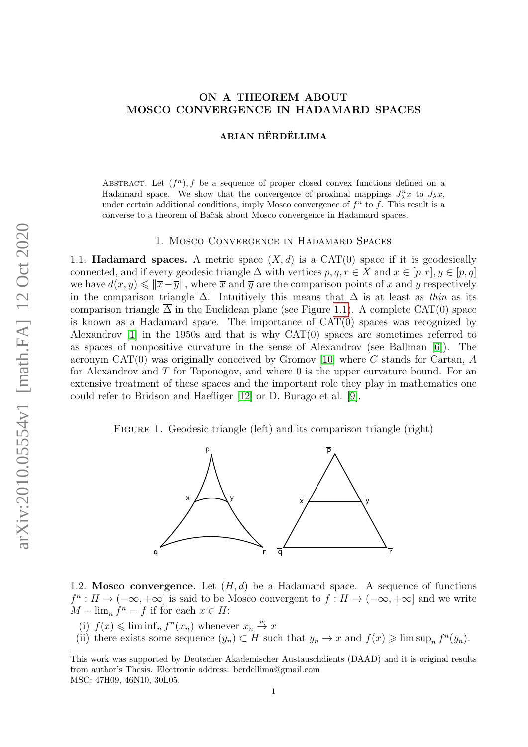# ON A THEOREM ABOUT MOSCO CONVERGENCE IN HADAMARD SPACES

**ARIAN BËRDËLLIMA**

Abstract. Let $(f^n), f$ be a sequence of proper closed convex functions defined on a Hadamard space. We show that the convergence of proximal mappings $J^n_\lambda x$ to $J_\lambda x$, under certain additional conditions, imply Mosco convergence of $f^n$ to $f$. This result is a converse to a theorem of Bačak about Mosco convergence in Hadamard spaces.

## 1. Mosco Convergence in Hadamard Spaces

1.1. **Hadamard spaces.** A metric space $(X, d)$ is a CAT(0) space if it is geodesically connected, and if every geodesic triangle $\Delta$ with vertices $p, q, r \in X$ and $x \in [p, r], y \in [p, q]$ we have $d(x, y) \leqslant \|\overline{x} - \overline{y}\|$, where $\overline{x}$ and $\overline{y}$ are the comparison points of $x$ and $y$ respectively in the comparison triangle $\overline{\Delta}$. Intuitively this means that $\Delta$ is at least as *thin* as its comparison triangle $\overline{\Delta}$ in the Euclidean plane (see Figure 1.1). A complete CAT(0) space is known as a Hadamard space. The importance of CAT(0) spaces was recognized by Alexandrov [1] in the 1950s and that is why CAT(0) spaces are sometimes referred to as spaces of nonpositive curvature in the sense of Alexandrov (see Ballman [6]). The acronym CAT(0) was originally conceived by Gromov [10] where $C$ stands for Cartan, $A$ for Alexandrov and $T$ for Toponogov, and where 0 is the upper curvature bound. For an extensive treatment of these spaces and the important role they play in mathematics one could refer to Bridson and Haefliger [12] or D. Burago et al. [9].

Figure 1. Geodesic triangle (left) and its comparison triangle (right)

1.2. **Mosco convergence.** Let $(H, d)$ be a Hadamard space. A sequence of functions $f^n : H \to (-\infty, +\infty]$ is said to be Mosco convergent to $f : H \to (-\infty, +\infty]$ and we write $M - \lim_n f^n = f$ if for each $x \in H$:

(i) $f(x) \leqslant \liminf_n f^n(x_n)$ whenever $x_n \overset{w}{\to} x$

(ii) there exists some sequence $(y_n) \subset H$ such that $y_n \to x$ and $f(x) \geqslant \limsup_n f^n(y_n)$.

---

This work was supported by Deutscher Akademischer Austauschdients (DAAD) and it is original results from author's Thesis. Electronic address: berdellima@gmail.com

MSC: 47H09, 46N10, 30L05.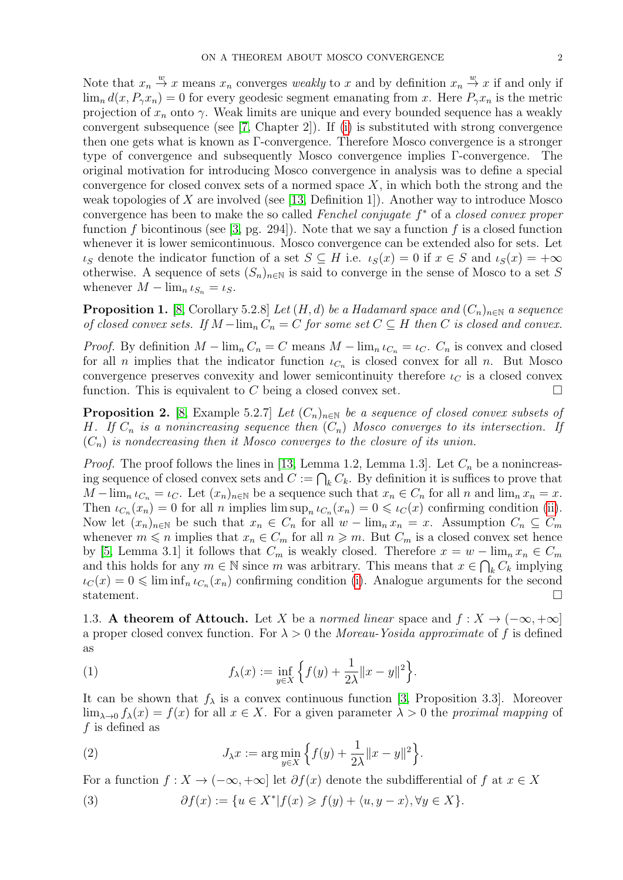Note that $x_n \overset{w}{\to} x$ means $x_n$ converges *weakly* to $x$ and by definition $x_n \overset{w}{\to} x$ if and only if $\lim_n d(x, P_\gamma x_n) = 0$ for every geodesic segment emanating from $x$. Here $P_\gamma x_n$ is the metric projection of $x_n$ onto $\gamma$. Weak limits are unique and every bounded sequence has a weakly convergent subsequence (see [7, Chapter 2]). If (i) is substituted with strong convergence then one gets what is known as $\Gamma$-convergence. Therefore Mosco convergence is a stronger type of convergence and subsequently Mosco convergence implies $\Gamma$-convergence. The original motivation for introducing Mosco convergence in analysis was to define a special convergence for closed convex sets of a normed space $X$, in which both the strong and the weak topologies of $X$ are involved (see [13, Definition 1]). Another way to introduce Mosco convergence has been to make the so called *Fenchel conjugate* $f^*$ of a *closed convex proper* function $f$ bicontinous (see [3, pg. 294]). Note that we say a function $f$ is a closed function whenever it is lower semicontinuous. Mosco convergence can be extended also for sets. Let $\iota_S$ denote the indicator function of a set $S \subseteq H$ i.e. $\iota_S(x) = 0$ if $x \in S$ and $\iota_S(x) = +\infty$ otherwise. A sequence of sets $(S_n)_{n\in\mathbb{N}}$ is said to converge in the sense of Mosco to a set $S$ whenever $M - \lim_n \iota_{S_n} = \iota_S$.

**Proposition 1.** [8, Corollary 5.2.8] *Let $(H, d)$ be a Hadamard space and $(C_n)_{n\in\mathbb{N}}$ a sequence of closed convex sets. If $M - \lim_n C_n = C$ for some set $C \subseteq H$ then $C$ is closed and convex.*

*Proof.* By definition $M - \lim_n C_n = C$ means $M - \lim_n \iota_{C_n} = \iota_C$. $C_n$ is convex and closed for all $n$ implies that the indicator function $\iota_{C_n}$ is closed convex for all $n$. But Mosco convergence preserves convexity and lower semicontinuity therefore $\iota_C$ is a closed convex function. This is equivalent to $C$ being a closed convex set. □

**Proposition 2.** [8, Example 5.2.7] *Let $(C_n)_{n\in\mathbb{N}}$ be a sequence of closed convex subsets of $H$. If $C_n$ is a nonincreasing sequence then $(C_n)$ Mosco converges to its intersection. If $(C_n)$ is nondecreasing then it Mosco converges to the closure of its union.*

*Proof.* The proof follows the lines in [13, Lemma 1.2, Lemma 1.3]. Let $C_n$ be a nonincreasing sequence of closed convex sets and $C := \bigcap_k C_k$. By definition it is suffices to prove that $M - \lim_n \iota_{C_n} = \iota_C$. Let $(x_n)_{n\in\mathbb{N}}$ be a sequence such that $x_n \in C_n$ for all $n$ and $\lim_n x_n = x$. Then $\iota_{C_n}(x_n) = 0$ for all $n$ implies $\limsup_n \iota_{C_n}(x_n) = 0 \leqslant \iota_C(x)$ confirming condition (ii). Now let $(x_n)_{n\in\mathbb{N}}$ be such that $x_n \in C_n$ for all $w - \lim_n x_n = x$. Assumption $C_n \subseteq C_m$ whenever $m \leqslant n$ implies that $x_n \in C_m$ for all $n \geqslant m$. But $C_m$ is a closed convex set hence by [5, Lemma 3.1] it follows that $C_m$ is weakly closed. Therefore $x = w - \lim_n x_n \in C_m$ and this holds for any $m \in \mathbb{N}$ since $m$ was arbitrary. This means that $x \in \bigcap_k C_k$ implying $\iota_C(x) = 0 \leqslant \liminf_n \iota_{C_n}(x_n)$ confirming condition (i). Analogue arguments for the second statement. □

1.3. **A theorem of Attouch.** Let $X$ be a *normed linear* space and $f : X \to (-\infty, +\infty]$ a proper closed convex function. For $\lambda > 0$ the *Moreau-Yosida approximate* of $f$ is defined as

$$f_\lambda(x) := \inf_{y\in X} \Big\{ f(y) + \frac{1}{2\lambda}\|x - y\|^2 \Big\}. \tag{1}$$

It can be shown that $f_\lambda$ is a convex continuous function [3, Proposition 3.3]. Moreover $\lim_{\lambda\to 0} f_\lambda(x) = f(x)$ for all $x \in X$. For a given parameter $\lambda > 0$ the *proximal mapping* of $f$ is defined as

$$J_\lambda x := \arg\min_{y\in X} \Big\{ f(y) + \frac{1}{2\lambda}\|x - y\|^2 \Big\}. \tag{2}$$

For a function $f : X \to (-\infty, +\infty]$ let $\partial f(x)$ denote the subdifferential of $f$ at $x \in X$

$$\partial f(x) := \{u \in X^* | f(x) \geqslant f(y) + \langle u, y - x\rangle, \forall y \in X\}. \tag{3}$$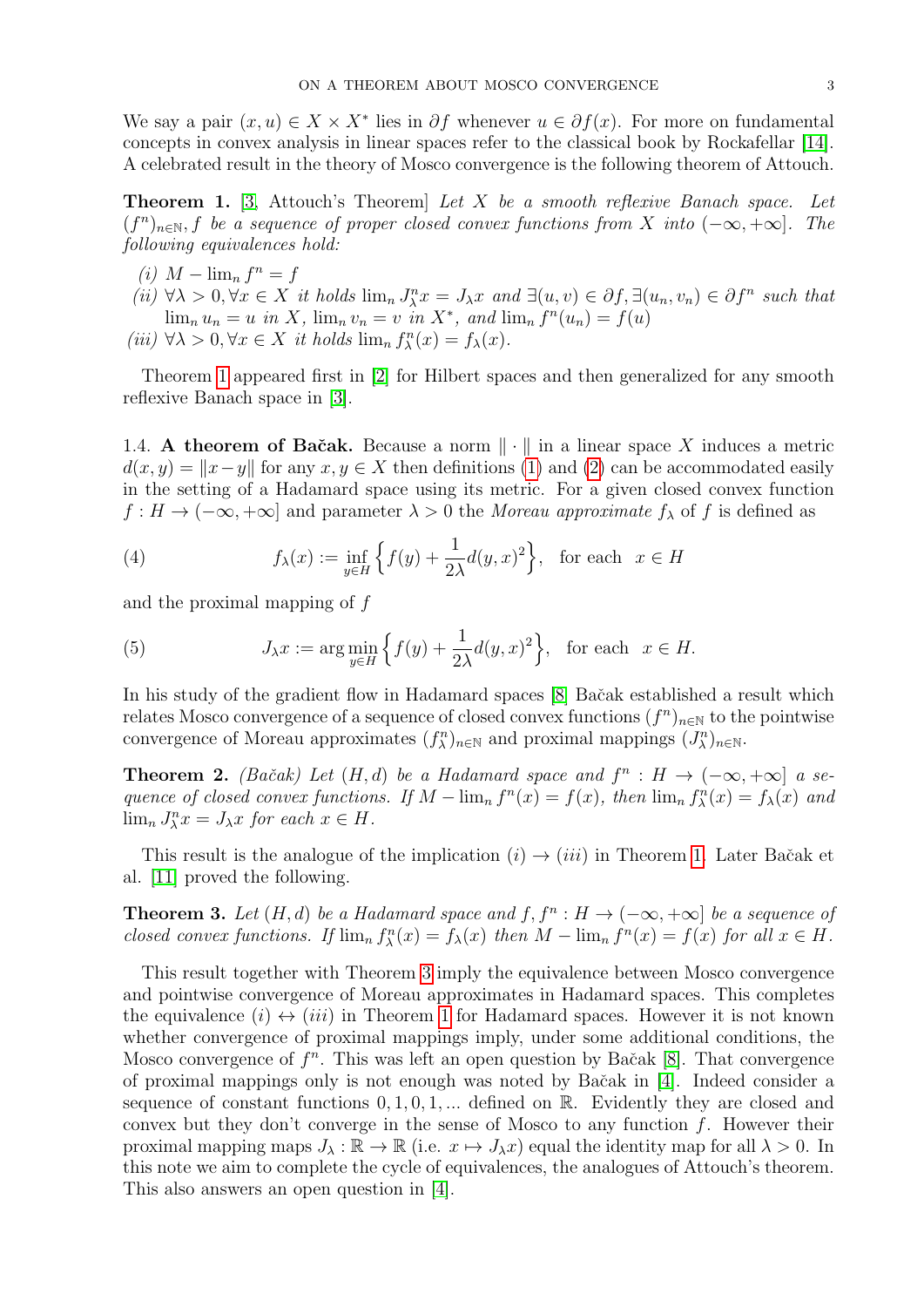We say a pair $(x,u) \in X \times X^*$ lies in $\partial f$ whenever $u \in \partial f(x)$. For more on fundamental concepts in convex analysis in linear spaces refer to the classical book by Rockafellar [14]. A celebrated result in the theory of Mosco convergence is the following theorem of Attouch.

**Theorem 1.** [3, Attouch's Theorem] *Let $X$ be a smooth reflexive Banach space. Let $(f^n)_{n\in\mathbb{N}}, f$ be a sequence of proper closed convex functions from $X$ into $(-\infty,+\infty]$. The following equivalences hold:*

*(i)* $M - \lim_n f^n = f$

*(ii)* $\forall \lambda > 0, \forall x \in X$ *it holds* $\lim_n J^n_\lambda x = J_\lambda x$ *and* $\exists (u,v) \in \partial f, \exists (u_n, v_n) \in \partial f^n$ *such that* $\lim_n u_n = u$ *in* $X$, $\lim_n v_n = v$ *in* $X^*$, *and* $\lim_n f^n(u_n) = f(u)$

*(iii)* $\forall \lambda > 0, \forall x \in X$ *it holds* $\lim_n f^n_\lambda(x) = f_\lambda(x)$.

Theorem 1 appeared first in [2] for Hilbert spaces and then generalized for any smooth reflexive Banach space in [3].

1.4. **A theorem of Bačak.** Because a norm $\|\cdot\|$ in a linear space $X$ induces a metric $d(x,y) = \|x-y\|$ for any $x,y \in X$ then definitions (1) and (2) can be accommodated easily in the setting of a Hadamard space using its metric. For a given closed convex function $f : H \to (-\infty,+\infty]$ and parameter $\lambda > 0$ the *Moreau approximate* $f_\lambda$ of $f$ is defined as

$$f_\lambda(x) := \inf_{y\in H}\Big\{f(y) + \frac{1}{2\lambda}d(y,x)^2\Big\}, \quad \text{for each} \quad x \in H \tag{4}$$

and the proximal mapping of $f$

$$J_\lambda x := \arg\min_{y\in H}\Big\{f(y) + \frac{1}{2\lambda}d(y,x)^2\Big\}, \quad \text{for each} \quad x \in H. \tag{5}$$

In his study of the gradient flow in Hadamard spaces [8] Bačak established a result which relates Mosco convergence of a sequence of closed convex functions $(f^n)_{n\in\mathbb{N}}$ to the pointwise convergence of Moreau approximates $(f^n_\lambda)_{n\in\mathbb{N}}$ and proximal mappings $(J^n_\lambda)_{n\in\mathbb{N}}$.

**Theorem 2.** *(Bačak) Let $(H,d)$ be a Hadamard space and $f^n : H \to (-\infty,+\infty]$ a sequence of closed convex functions. If $M - \lim_n f^n(x) = f(x)$, then $\lim_n f^n_\lambda(x) = f_\lambda(x)$ and $\lim_n J^n_\lambda x = J_\lambda x$ for each $x \in H$.*

This result is the analogue of the implication $(i) \to (iii)$ in Theorem 1. Later Bačak et al. [11] proved the following.

**Theorem 3.** *Let $(H,d)$ be a Hadamard space and $f, f^n : H \to (-\infty,+\infty]$ be a sequence of closed convex functions. If $\lim_n f^n_\lambda(x) = f_\lambda(x)$ then $M - \lim_n f^n(x) = f(x)$ for all $x \in H$.*

This result together with Theorem 3 imply the equivalence between Mosco convergence and pointwise convergence of Moreau approximates in Hadamard spaces. This completes the equivalence $(i) \leftrightarrow (iii)$ in Theorem 1 for Hadamard spaces. However it is not known whether convergence of proximal mappings imply, under some additional conditions, the Mosco convergence of $f^n$. This was left an open question by Bačak [8]. That convergence of proximal mappings only is not enough was noted by Bačak in [4]. Indeed consider a sequence of constant functions $0, 1, 0, 1, ...$ defined on $\mathbb{R}$. Evidently they are closed and convex but they don't converge in the sense of Mosco to any function $f$. However their proximal mapping maps $J_\lambda : \mathbb{R} \to \mathbb{R}$ (i.e. $x \mapsto J_\lambda x$) equal the identity map for all $\lambda > 0$. In this note we aim to complete the cycle of equivalences, the analogues of Attouch's theorem. This also answers an open question in [4].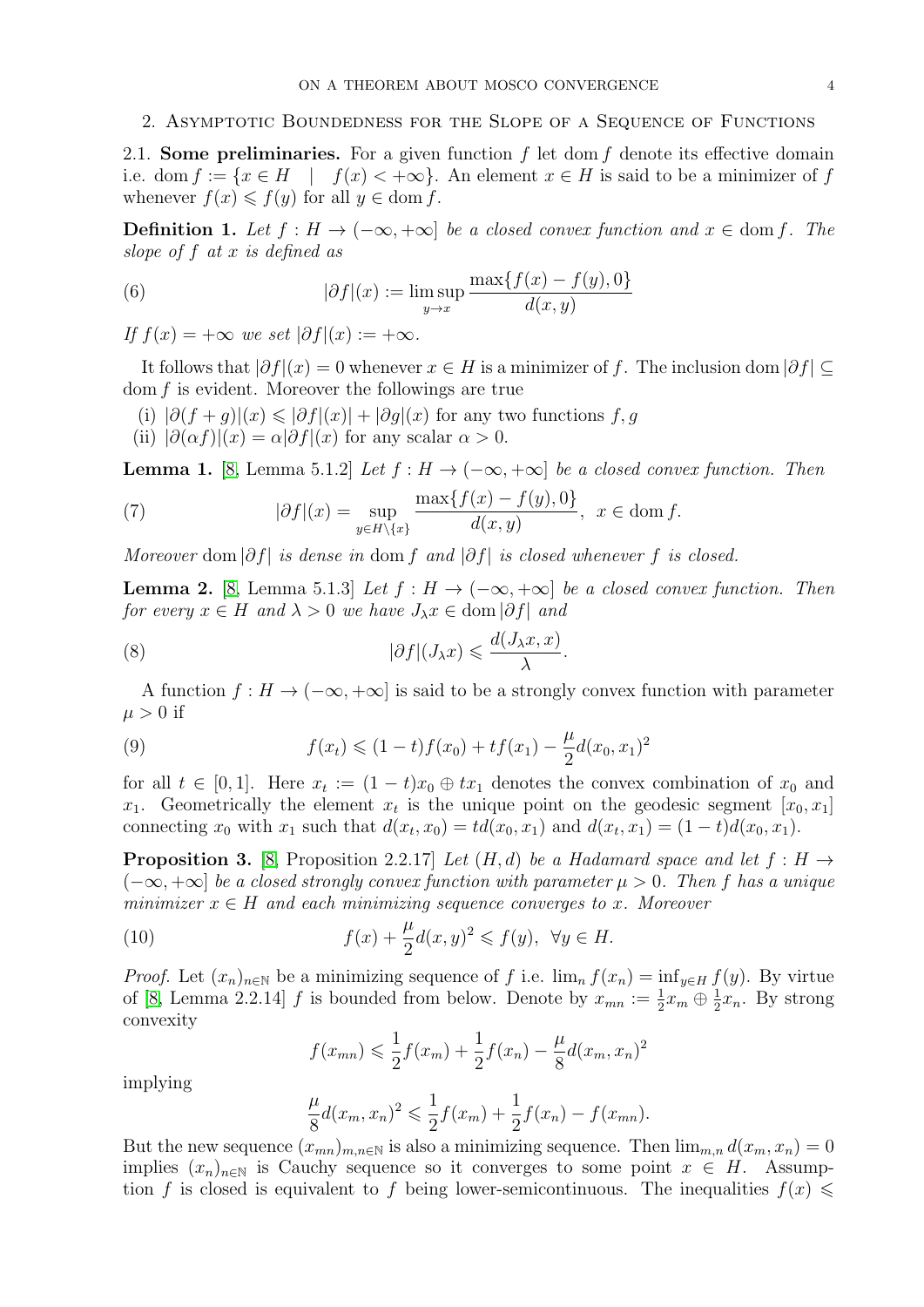## 2. Asymptotic Boundedness for the Slope of a Sequence of Functions

2.1. **Some preliminaries.** For a given function $f$ let $\operatorname{dom} f$ denote its effective domain i.e. $\operatorname{dom} f := \{x \in H \mid f(x) < +\infty\}$. An element $x \in H$ is said to be a minimizer of $f$ whenever $f(x) \leqslant f(y)$ for all $y \in \operatorname{dom} f$.

**Definition 1.** *Let $f : H \to (-\infty, +\infty]$ be a closed convex function and $x \in \operatorname{dom} f$. The slope of $f$ at $x$ is defined as*

$$|\partial f|(x) := \limsup_{y \to x} \frac{\max\{f(x) - f(y), 0\}}{d(x, y)} \tag{6}$$

*If $f(x) = +\infty$ we set $|\partial f|(x) := +\infty$.*

It follows that $|\partial f|(x) = 0$ whenever $x \in H$ is a minimizer of $f$. The inclusion $\operatorname{dom} |\partial f| \subseteq \operatorname{dom} f$ is evident. Moreover the followings are true

- (i) $|\partial (f + g)|(x) \leqslant |\partial f|(x)| + |\partial g|(x)$ for any two functions $f, g$
- (ii) $|\partial(\alpha f)|(x) = \alpha |\partial f|(x)$ for any scalar $\alpha > 0$.

**Lemma 1.** [8, Lemma 5.1.2] *Let $f : H \to (-\infty, +\infty]$ be a closed convex function. Then*

$$|\partial f|(x) = \sup_{y \in H \setminus \{x\}} \frac{\max\{f(x) - f(y), 0\}}{d(x, y)}, \quad x \in \operatorname{dom} f. \tag{7}$$

*Moreover $\operatorname{dom} |\partial f|$ is dense in $\operatorname{dom} f$ and $|\partial f|$ is closed whenever $f$ is closed.*

**Lemma 2.** [8, Lemma 5.1.3] *Let $f : H \to (-\infty, +\infty]$ be a closed convex function. Then for every $x \in H$ and $\lambda > 0$ we have $J_\lambda x \in \operatorname{dom} |\partial f|$ and*

$$|\partial f|(J_\lambda x) \leqslant \frac{d(J_\lambda x, x)}{\lambda}. \tag{8}$$

A function $f : H \to (-\infty, +\infty]$ is said to be a strongly convex function with parameter $\mu > 0$ if

$$f(x_t) \leqslant (1 - t) f(x_0) + t f(x_1) - \frac{\mu}{2} d(x_0, x_1)^2 \tag{9}$$

for all $t \in [0, 1]$. Here $x_t := (1 - t)x_0 \oplus t x_1$ denotes the convex combination of $x_0$ and $x_1$. Geometrically the element $x_t$ is the unique point on the geodesic segment $[x_0, x_1]$ connecting $x_0$ with $x_1$ such that $d(x_t, x_0) = t d(x_0, x_1)$ and $d(x_t, x_1) = (1 - t) d(x_0, x_1)$.

**Proposition 3.** [8, Proposition 2.2.17] *Let $(H, d)$ be a Hadamard space and let $f : H \to (-\infty, +\infty]$ be a closed strongly convex function with parameter $\mu > 0$. Then $f$ has a unique minimizer $x \in H$ and each minimizing sequence converges to $x$. Moreover*

$$f(x) + \frac{\mu}{2} d(x, y)^2 \leqslant f(y), \quad \forall y \in H. \tag{10}$$

*Proof.* Let $(x_n)_{n \in \mathbb{N}}$ be a minimizing sequence of $f$ i.e. $\lim_n f(x_n) = \inf_{y \in H} f(y)$. By virtue of [8, Lemma 2.2.14] $f$ is bounded from below. Denote by $x_{mn} := \frac{1}{2} x_m \oplus \frac{1}{2} x_n$. By strong convexity

$$f(x_{mn}) \leqslant \frac{1}{2} f(x_m) + \frac{1}{2} f(x_n) - \frac{\mu}{8} d(x_m, x_n)^2$$

implying

$$\frac{\mu}{8} d(x_m, x_n)^2 \leqslant \frac{1}{2} f(x_m) + \frac{1}{2} f(x_n) - f(x_{mn}).$$

But the new sequence $(x_{mn})_{m,n \in \mathbb{N}}$ is also a minimizing sequence. Then $\lim_{m,n} d(x_m, x_n) = 0$ implies $(x_n)_{n \in \mathbb{N}}$ is Cauchy sequence so it converges to some point $x \in H$. Assumption $f$ is closed is equivalent to $f$ being lower-semicontinuous. The inequalities $f(x) \leqslant$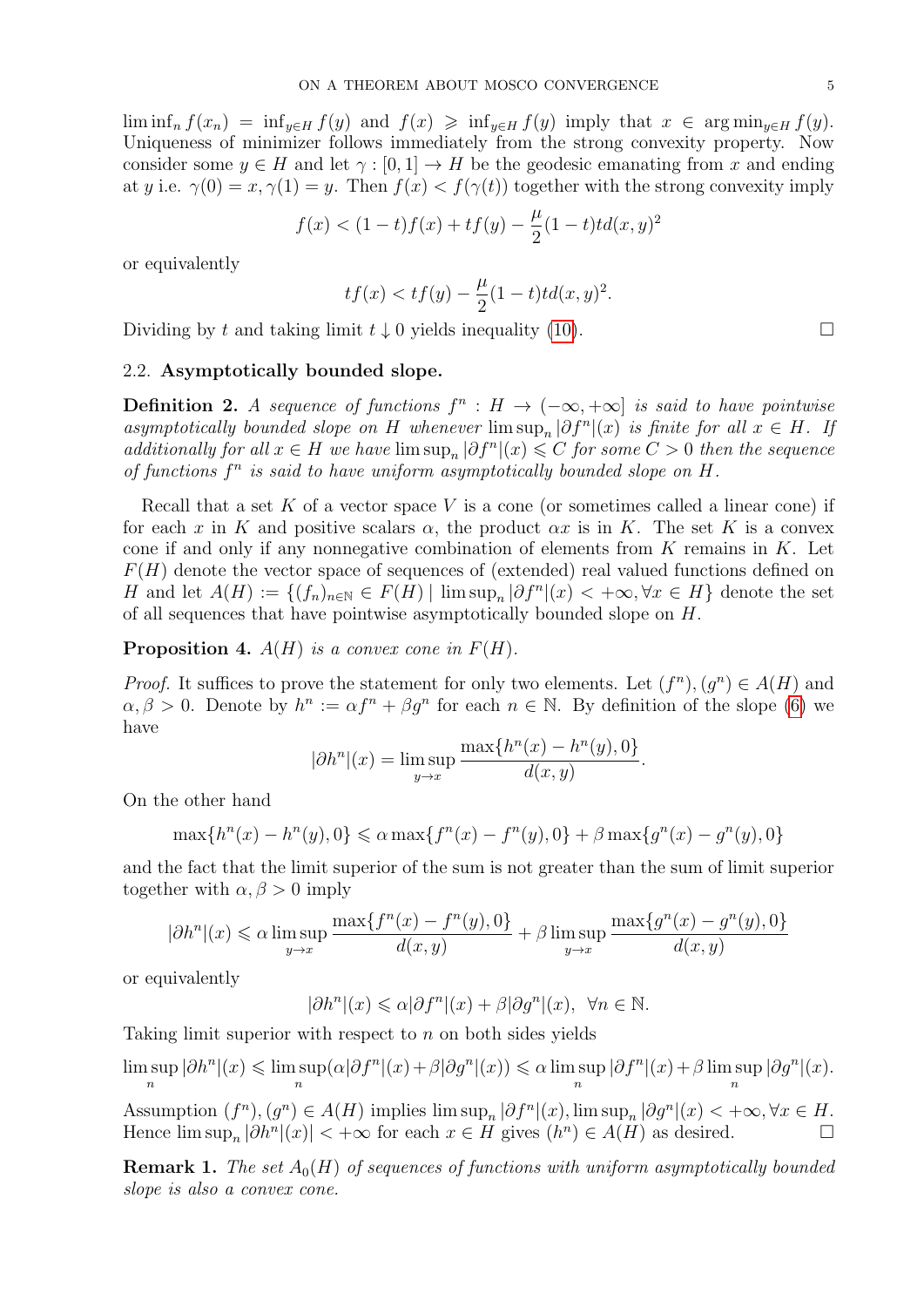$\liminf_n f(x_n) = \inf_{y\in H} f(y)$ and $f(x) \geqslant \inf_{y\in H} f(y)$ imply that $x \in \arg\min_{y\in H} f(y)$. Uniqueness of minimizer follows immediately from the strong convexity property. Now consider some $y \in H$ and let $\gamma : [0,1] \to H$ be the geodesic emanating from $x$ and ending at $y$ i.e. $\gamma(0) = x, \gamma(1) = y$. Then $f(x) < f(\gamma(t))$ together with the strong convexity imply

$$f(x) < (1-t)f(x) + tf(y) - \frac{\mu}{2}(1-t)td(x,y)^2$$

or equivalently

$$tf(x) < tf(y) - \frac{\mu}{2}(1-t)td(x,y)^2.$$

Dividing by $t$ and taking limit $t \downarrow 0$ yields inequality (10). □

### 2.2. Asymptotically bounded slope.

**Definition 2.** *A sequence of functions $f^n : H \to (-\infty, +\infty]$ is said to have pointwise asymptotically bounded slope on $H$ whenever $\limsup_n |\partial f^n|(x)$ is finite for all $x \in H$. If additionally for all $x \in H$ we have $\limsup_n |\partial f^n|(x) \leqslant C$ for some $C > 0$ then the sequence of functions $f^n$ is said to have uniform asymptotically bounded slope on $H$.*

Recall that a set $K$ of a vector space $V$ is a cone (or sometimes called a linear cone) if for each $x$ in $K$ and positive scalars $\alpha$, the product $\alpha x$ is in $K$. The set $K$ is a convex cone if and only if any nonnegative combination of elements from $K$ remains in $K$. Let $F(H)$ denote the vector space of sequences of (extended) real valued functions defined on $H$ and let $A(H) := \{(f_n)_{n\in\mathbb{N}} \in F(H) \mid \limsup_n |\partial f^n|(x) < +\infty, \forall x \in H\}$ denote the set of all sequences that have pointwise asymptotically bounded slope on $H$.

**Proposition 4.** *$A(H)$ is a convex cone in $F(H)$.*

*Proof.* It suffices to prove the statement for only two elements. Let $(f^n), (g^n) \in A(H)$ and $\alpha, \beta > 0$. Denote by $h^n := \alpha f^n + \beta g^n$ for each $n \in \mathbb{N}$. By definition of the slope (6) we have

$$|\partial h^n|(x) = \limsup_{y\to x} \frac{\max\{h^n(x) - h^n(y), 0\}}{d(x,y)}.$$

On the other hand

$$\max\{h^n(x) - h^n(y), 0\} \leqslant \alpha \max\{f^n(x) - f^n(y), 0\} + \beta \max\{g^n(x) - g^n(y), 0\}$$

and the fact that the limit superior of the sum is not greater than the sum of limit superior together with $\alpha, \beta > 0$ imply

$$|\partial h^n|(x) \leqslant \alpha \limsup_{y\to x} \frac{\max\{f^n(x) - f^n(y), 0\}}{d(x,y)} + \beta \limsup_{y\to x} \frac{\max\{g^n(x) - g^n(y), 0\}}{d(x,y)}$$

or equivalently

$$|\partial h^n|(x) \leqslant \alpha |\partial f^n|(x) + \beta |\partial g^n|(x), \ \ \forall n \in \mathbb{N}.$$

Taking limit superior with respect to $n$ on both sides yields

$$\limsup_n |\partial h^n|(x) \leqslant \limsup_n (\alpha|\partial f^n|(x) + \beta|\partial g^n|(x)) \leqslant \alpha \limsup_n |\partial f^n|(x) + \beta \limsup_n |\partial g^n|(x).$$

Assumption $(f^n), (g^n) \in A(H)$ implies $\limsup_n |\partial f^n|(x), \limsup_n |\partial g^n|(x) < +\infty, \forall x \in H$. Hence $\limsup_n |\partial h^n|(x)| < +\infty$ for each $x \in H$ gives $(h^n) \in A(H)$ as desired. □

**Remark 1.** *The set $A_0(H)$ of sequences of functions with uniform asymptotically bounded slope is also a convex cone.*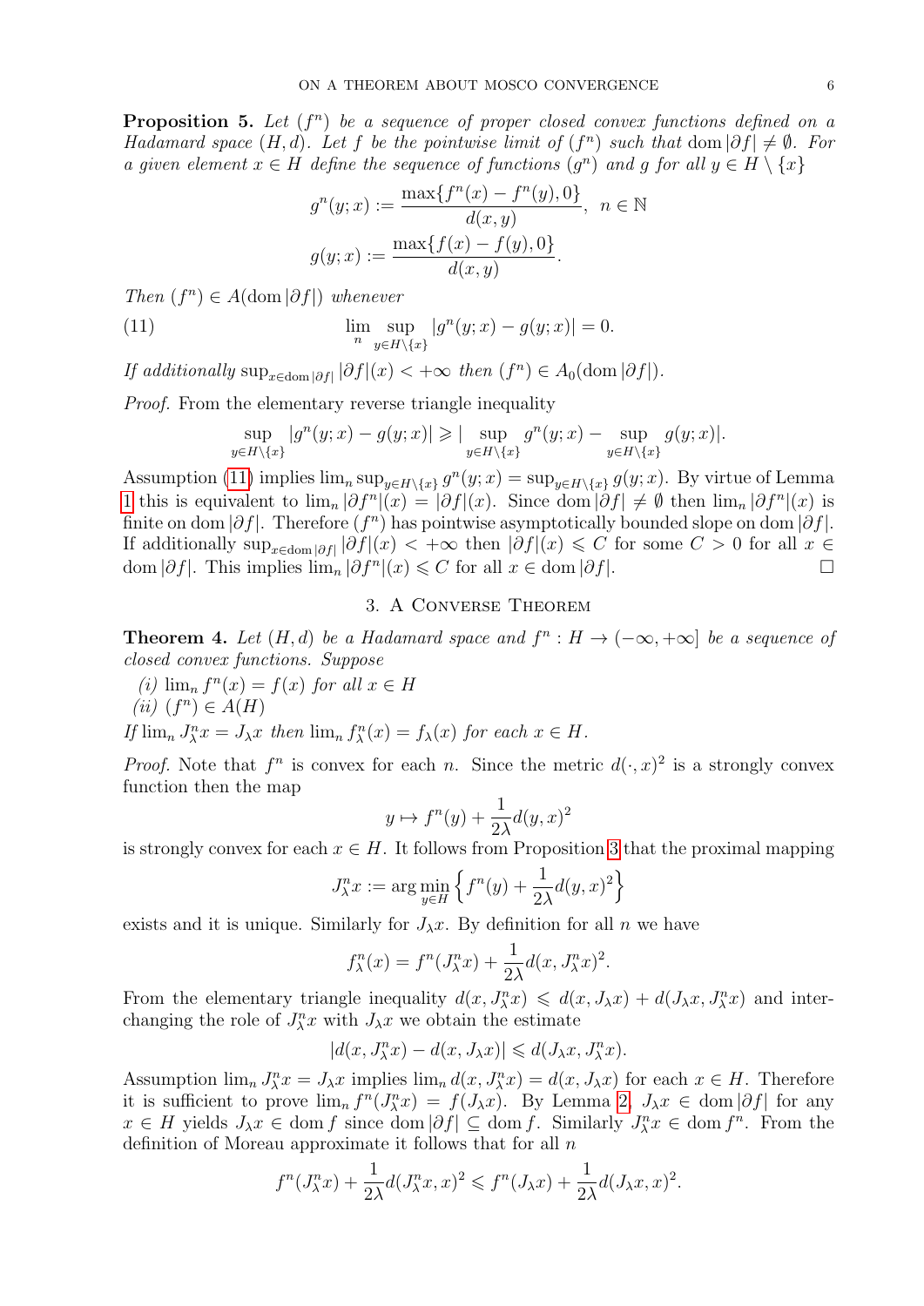**Proposition 5.** *Let $(f^n)$ be a sequence of proper closed convex functions defined on a Hadamard space $(H,d)$. Let $f$ be the pointwise limit of $(f^n)$ such that $\operatorname{dom}|\partial f| \neq \emptyset$. For a given element $x \in H$ define the sequence of functions $(g^n)$ and $g$ for all $y \in H \setminus \{x\}$*

$$g^n(y;x) := \frac{\max\{f^n(x) - f^n(y), 0\}}{d(x,y)}, \ \ n \in \mathbb{N}$$

$$g(y;x) := \frac{\max\{f(x) - f(y), 0\}}{d(x,y)}.$$

*Then $(f^n) \in A(\operatorname{dom}|\partial f|)$ whenever*

$$\lim_n \sup_{y \in H\setminus\{x\}} |g^n(y;x) - g(y;x)| = 0. \tag{11}$$

*If additionally $\sup_{x \in \operatorname{dom}|\partial f|} |\partial f|(x) < +\infty$ then $(f^n) \in A_0(\operatorname{dom}|\partial f|)$.*

*Proof.* From the elementary reverse triangle inequality

$$\sup_{y \in H\setminus\{x\}} |g^n(y;x) - g(y;x)| \geqslant |\sup_{y \in H\setminus\{x\}} g^n(y;x) - \sup_{y \in H\setminus\{x\}} g(y;x)|.$$

Assumption (11) implies $\lim_n \sup_{y \in H\setminus\{x\}} g^n(y;x) = \sup_{y \in H\setminus\{x\}} g(y;x)$. By virtue of Lemma 1 this is equivalent to $\lim_n |\partial f^n|(x) = |\partial f|(x)$. Since $\operatorname{dom}|\partial f| \neq \emptyset$ then $\lim_n |\partial f^n|(x)$ is finite on $\operatorname{dom}|\partial f|$. Therefore $(f^n)$ has pointwise asymptotically bounded slope on $\operatorname{dom}|\partial f|$. If additionally $\sup_{x \in \operatorname{dom}|\partial f|} |\partial f|(x) < +\infty$ then $|\partial f|(x) \leqslant C$ for some $C > 0$ for all $x \in \operatorname{dom}|\partial f|$. This implies $\lim_n |\partial f^n|(x) \leqslant C$ for all $x \in \operatorname{dom}|\partial f|$. □

## 3. A Converse Theorem

**Theorem 4.** *Let $(H,d)$ be a Hadamard space and $f^n : H \to (-\infty, +\infty]$ be a sequence of closed convex functions. Suppose*

*(i) $\lim_n f^n(x) = f(x)$ for all $x \in H$*

*(ii) $(f^n) \in A(H)$*

*If $\lim_n J^n_\lambda x = J_\lambda x$ then $\lim_n f^n_\lambda(x) = f_\lambda(x)$ for each $x \in H$.*

*Proof.* Note that $f^n$ is convex for each $n$. Since the metric $d(\cdot,x)^2$ is a strongly convex function then the map

$$y \mapsto f^n(y) + \frac{1}{2\lambda} d(y,x)^2$$

is strongly convex for each $x \in H$. It follows from Proposition 3 that the proximal mapping

$$J^n_\lambda x := \arg\min_{y \in H} \Big\{ f^n(y) + \frac{1}{2\lambda} d(y,x)^2 \Big\}$$

exists and it is unique. Similarly for $J_\lambda x$. By definition for all $n$ we have

$$f^n_\lambda(x) = f^n(J^n_\lambda x) + \frac{1}{2\lambda} d(x, J^n_\lambda x)^2.$$

From the elementary triangle inequality $d(x, J^n_\lambda x) \leqslant d(x, J_\lambda x) + d(J_\lambda x, J^n_\lambda x)$ and interchanging the role of $J^n_\lambda x$ with $J_\lambda x$ we obtain the estimate

$$|d(x, J^n_\lambda x) - d(x, J_\lambda x)| \leqslant d(J_\lambda x, J^n_\lambda x).$$

Assumption $\lim_n J^n_\lambda x = J_\lambda x$ implies $\lim_n d(x, J^n_\lambda x) = d(x, J_\lambda x)$ for each $x \in H$. Therefore it is sufficient to prove $\lim_n f^n(J^n_\lambda x) = f(J_\lambda x)$. By Lemma 2, $J_\lambda x \in \operatorname{dom}|\partial f|$ for any $x \in H$ yields $J_\lambda x \in \operatorname{dom} f$ since $\operatorname{dom}|\partial f| \subseteq \operatorname{dom} f$. Similarly $J^n_\lambda x \in \operatorname{dom} f^n$. From the definition of Moreau approximate it follows that for all $n$

$$f^n(J^n_\lambda x) + \frac{1}{2\lambda} d(J^n_\lambda x, x)^2 \leqslant f^n(J_\lambda x) + \frac{1}{2\lambda} d(J_\lambda x, x)^2.$$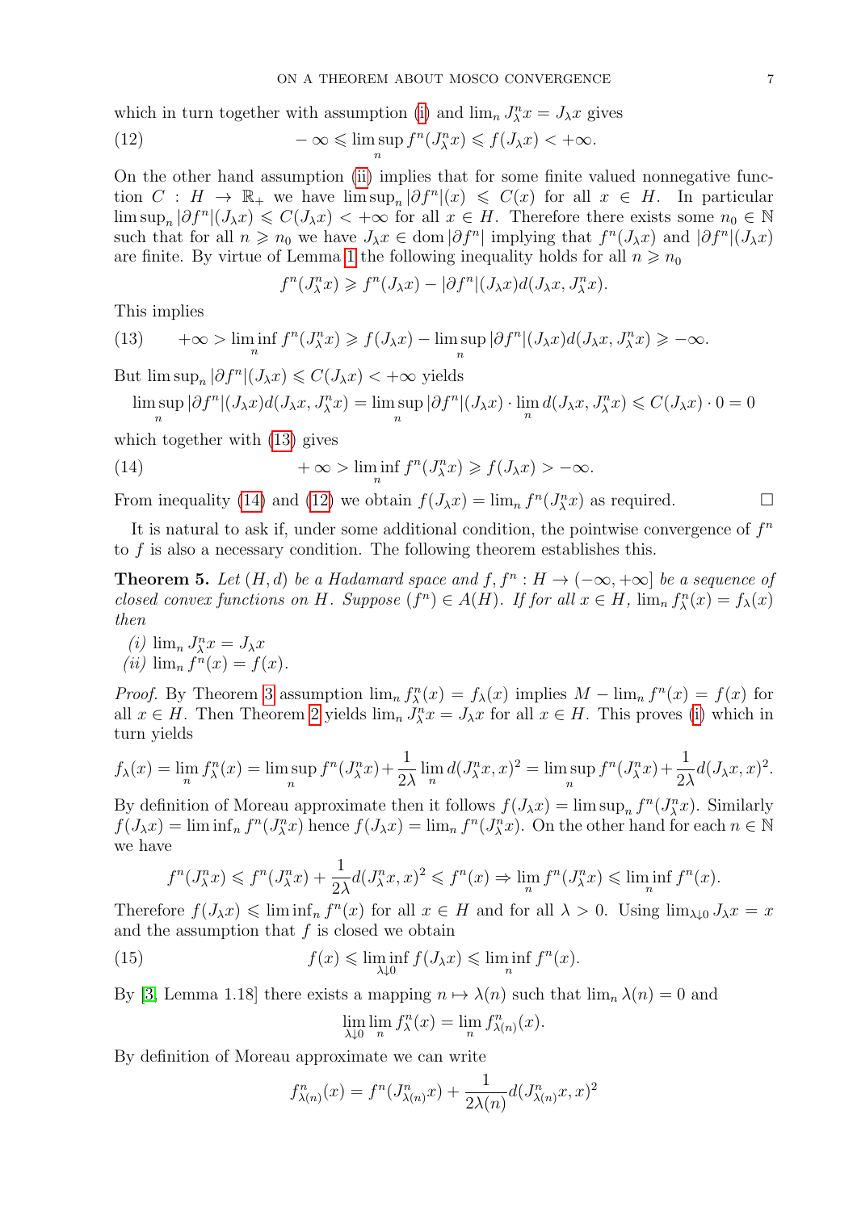which in turn together with assumption (i) and $\lim_n J_\lambda^n x = J_\lambda x$ gives

$$-\infty \leqslant \limsup_n f^n(J_\lambda^n x) \leqslant f(J_\lambda x) < +\infty. \tag{12}$$

On the other hand assumption (ii) implies that for some finite valued nonnegative function $C : H \to \mathbb{R}_+$ we have $\limsup_n |\partial f^n|(x) \leqslant C(x)$ for all $x \in H$. In particular $\limsup_n |\partial f^n|(J_\lambda x) \leqslant C(J_\lambda x) < +\infty$ for all $x \in H$. Therefore there exists some $n_0 \in \mathbb{N}$ such that for all $n \geqslant n_0$ we have $J_\lambda x \in \operatorname{dom} |\partial f^n|$ implying that $f^n(J_\lambda x)$ and $|\partial f^n|(J_\lambda x)$ are finite. By virtue of Lemma 1 the following inequality holds for all $n \geqslant n_0$

$$f^n(J_\lambda^n x) \geqslant f^n(J_\lambda x) - |\partial f^n|(J_\lambda x) d(J_\lambda x, J_\lambda^n x).$$

This implies

$$+\infty > \liminf_n f^n(J_\lambda^n x) \geqslant f(J_\lambda x) - \limsup_n |\partial f^n|(J_\lambda x) d(J_\lambda x, J_\lambda^n x) \geqslant -\infty. \tag{13}$$

But $\limsup_n |\partial f^n|(J_\lambda x) \leqslant C(J_\lambda x) < +\infty$ yields

$$\limsup_n |\partial f^n|(J_\lambda x) d(J_\lambda x, J_\lambda^n x) = \limsup_n |\partial f^n|(J_\lambda x) \cdot \lim_n d(J_\lambda x, J_\lambda^n x) \leqslant C(J_\lambda x) \cdot 0 = 0$$

which together with (13) gives

$$+\infty > \liminf_n f^n(J_\lambda^n x) \geqslant f(J_\lambda x) > -\infty. \tag{14}$$

From inequality (14) and (12) we obtain $f(J_\lambda x) = \lim_n f^n(J_\lambda^n x)$ as required. $\square$

It is natural to ask if, under some additional condition, the pointwise convergence of $f^n$ to $f$ is also a necessary condition. The following theorem establishes this.

**Theorem 5.** *Let $(H, d)$ be a Hadamard space and $f, f^n : H \to (-\infty, +\infty]$ be a sequence of closed convex functions on $H$. Suppose $(f^n) \in A(H)$. If for all $x \in H$, $\lim_n f_\lambda^n(x) = f_\lambda(x)$ then*

*(i)* $\lim_n J_\lambda^n x = J_\lambda x$
*(ii)* $\lim_n f^n(x) = f(x)$.

*Proof.* By Theorem 3 assumption $\lim_n f_\lambda^n(x) = f_\lambda(x)$ implies $M - \lim_n f^n(x) = f(x)$ for all $x \in H$. Then Theorem 2 yields $\lim_n J_\lambda^n x = J_\lambda x$ for all $x \in H$. This proves (i) which in turn yields

$$f_\lambda(x) = \lim_n f_\lambda^n(x) = \limsup_n f^n(J_\lambda^n x) + \frac{1}{2\lambda} \lim_n d(J_\lambda^n x, x)^2 = \limsup_n f^n(J_\lambda^n x) + \frac{1}{2\lambda} d(J_\lambda x, x)^2.$$

By definition of Moreau approximate then it follows $f(J_\lambda x) = \limsup_n f^n(J_\lambda^n x)$. Similarly $f(J_\lambda x) = \liminf_n f^n(J_\lambda^n x)$ hence $f(J_\lambda x) = \lim_n f^n(J_\lambda^n x)$. On the other hand for each $n \in \mathbb{N}$ we have

$$f^n(J_\lambda^n x) \leqslant f^n(J_\lambda^n x) + \frac{1}{2\lambda} d(J_\lambda^n x, x)^2 \leqslant f^n(x) \Rightarrow \lim_n f^n(J_\lambda^n x) \leqslant \liminf_n f^n(x).$$

Therefore $f(J_\lambda x) \leqslant \liminf_n f^n(x)$ for all $x \in H$ and for all $\lambda > 0$. Using $\lim_{\lambda \downarrow 0} J_\lambda x = x$ and the assumption that $f$ is closed we obtain

$$f(x) \leqslant \liminf_{\lambda \downarrow 0} f(J_\lambda x) \leqslant \liminf_n f^n(x). \tag{15}$$

By [3, Lemma 1.18] there exists a mapping $n \mapsto \lambda(n)$ such that $\lim_n \lambda(n) = 0$ and

$$\lim_{\lambda \downarrow 0} \lim_n f_\lambda^n(x) = \lim_n f_{\lambda(n)}^n(x).$$

By definition of Moreau approximate we can write

$$f_{\lambda(n)}^n(x) = f^n(J_{\lambda(n)}^n x) + \frac{1}{2\lambda(n)} d(J_{\lambda(n)}^n x, x)^2$$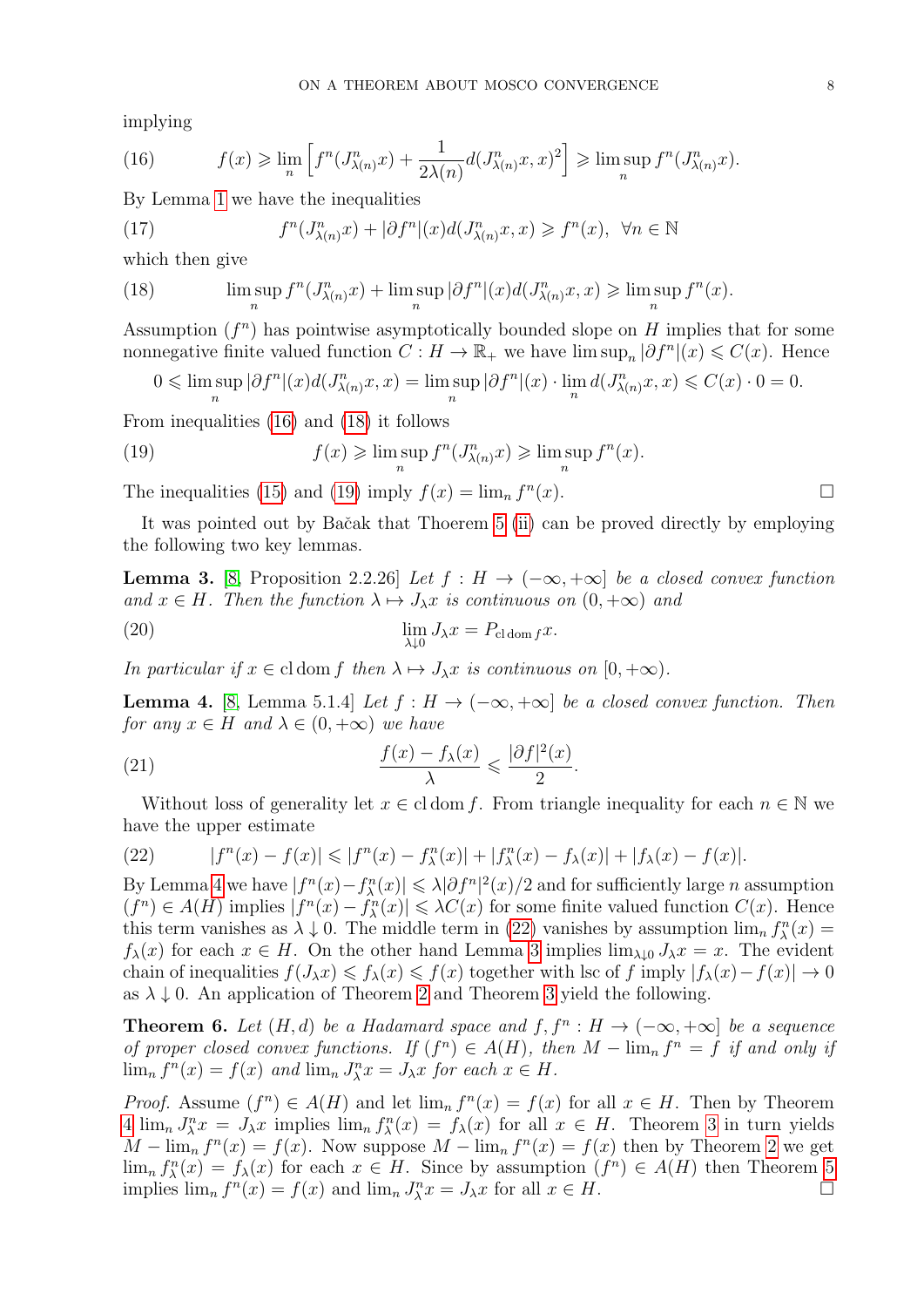implying

$$f(x) \geqslant \lim_n \left[ f^n(J^n_{\lambda(n)}x) + \frac{1}{2\lambda(n)} d(J^n_{\lambda(n)}x, x)^2 \right] \geqslant \limsup_n f^n(J^n_{\lambda(n)}x). \tag{16}$$

By Lemma 1 we have the inequalities

$$f^n(J^n_{\lambda(n)}x) + |\partial f^n|(x) d(J^n_{\lambda(n)}x, x) \geqslant f^n(x), \;\; \forall n \in \mathbb{N} \tag{17}$$

which then give

$$\limsup_n f^n(J^n_{\lambda(n)}x) + \limsup_n |\partial f^n|(x) d(J^n_{\lambda(n)}x, x) \geqslant \limsup_n f^n(x). \tag{18}$$

Assumption $(f^n)$ has pointwise asymptotically bounded slope on $H$ implies that for some nonnegative finite valued function $C : H \to \mathbb{R}_+$ we have $\limsup_n |\partial f^n|(x) \leqslant C(x)$. Hence

$$0 \leqslant \limsup_n |\partial f^n|(x) d(J^n_{\lambda(n)}x, x) = \limsup_n |\partial f^n|(x) \cdot \lim_n d(J^n_{\lambda(n)}x, x) \leqslant C(x) \cdot 0 = 0.$$

From inequalities (16) and (18) it follows

$$f(x) \geqslant \limsup_n f^n(J^n_{\lambda(n)}x) \geqslant \limsup_n f^n(x). \tag{19}$$

The inequalities (15) and (19) imply $f(x) = \lim_n f^n(x)$. $\square$

It was pointed out by Bačak that Thoerem 5 (ii) can be proved directly by employing the following two key lemmas.

**Lemma 3.** [8, Proposition 2.2.26] *Let $f : H \to (-\infty, +\infty]$ be a closed convex function and $x \in H$. Then the function $\lambda \mapsto J_\lambda x$ is continuous on $(0, +\infty)$ and*

$$\lim_{\lambda \downarrow 0} J_\lambda x = P_{\mathrm{cl}\,\mathrm{dom}\, f} x. \tag{20}$$

*In particular if $x \in \mathrm{cl}\,\mathrm{dom}\, f$ then $\lambda \mapsto J_\lambda x$ is continuous on $[0, +\infty)$.*

**Lemma 4.** [8, Lemma 5.1.4] *Let $f : H \to (-\infty, +\infty]$ be a closed convex function. Then for any $x \in H$ and $\lambda \in (0, +\infty)$ we have*

$$\frac{f(x) - f_\lambda(x)}{\lambda} \leqslant \frac{|\partial f|^2(x)}{2}. \tag{21}$$

Without loss of generality let $x \in \mathrm{cl}\,\mathrm{dom}\, f$. From triangle inequality for each $n \in \mathbb{N}$ we have the upper estimate

$$|f^n(x) - f(x)| \leqslant |f^n(x) - f^n_\lambda(x)| + |f^n_\lambda(x) - f_\lambda(x)| + |f_\lambda(x) - f(x)|. \tag{22}$$

By Lemma 4 we have $|f^n(x) - f^n_\lambda(x)| \leqslant \lambda |\partial f^n|^2(x)/2$ and for sufficiently large $n$ assumption $(f^n) \in A(H)$ implies $|f^n(x) - f^n_\lambda(x)| \leqslant \lambda C(x)$ for some finite valued function $C(x)$. Hence this term vanishes as $\lambda \downarrow 0$. The middle term in (22) vanishes by assumption $\lim_n f^n_\lambda(x) = f_\lambda(x)$ for each $x \in H$. On the other hand Lemma 3 implies $\lim_{\lambda \downarrow 0} J_\lambda x = x$. The evident chain of inequalities $f(J_\lambda x) \leqslant f_\lambda(x) \leqslant f(x)$ together with lsc of $f$ imply $|f_\lambda(x) - f(x)| \to 0$ as $\lambda \downarrow 0$. An application of Theorem 2 and Theorem 3 yield the following.

**Theorem 6.** *Let $(H, d)$ be a Hadamard space and $f, f^n : H \to (-\infty, +\infty]$ be a sequence of proper closed convex functions. If $(f^n) \in A(H)$, then $M - \lim_n f^n = f$ if and only if $\lim_n f^n(x) = f(x)$ and $\lim_n J^n_\lambda x = J_\lambda x$ for each $x \in H$.*

*Proof.* Assume $(f^n) \in A(H)$ and let $\lim_n f^n(x) = f(x)$ for all $x \in H$. Then by Theorem 4 $\lim_n J^n_\lambda x = J_\lambda x$ implies $\lim_n f^n_\lambda(x) = f_\lambda(x)$ for all $x \in H$. Theorem 3 in turn yields $M - \lim_n f^n(x) = f(x)$. Now suppose $M - \lim_n f^n(x) = f(x)$ then by Theorem 2 we get $\lim_n f^n_\lambda(x) = f_\lambda(x)$ for each $x \in H$. Since by assumption $(f^n) \in A(H)$ then Theorem 5 implies $\lim_n f^n(x) = f(x)$ and $\lim_n J^n_\lambda x = J_\lambda x$ for all $x \in H$. $\square$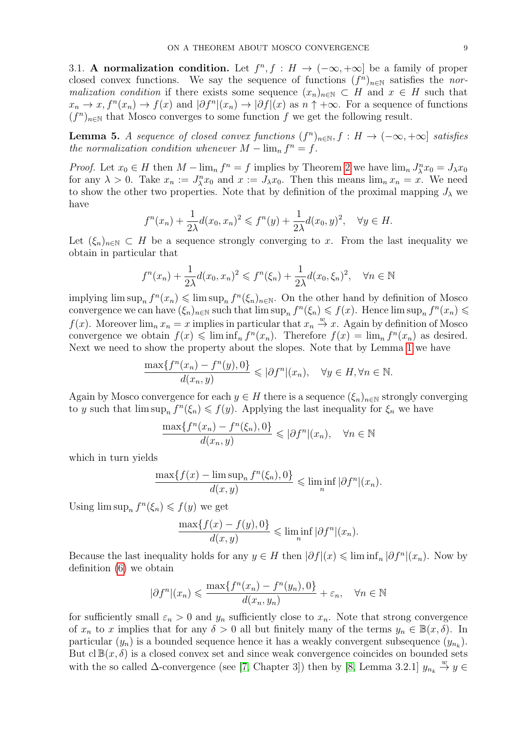3.1. **A normalization condition.** Let $f^n, f : H \to (-\infty, +\infty]$ be a family of proper closed convex functions. We say the sequence of functions $(f^n)_{n\in\mathbb{N}}$ satisfies the *normalization condition* if there exists some sequence $(x_n)_{n\in\mathbb{N}} \subset H$ and $x \in H$ such that $x_n \to x$, $f^n(x_n) \to f(x)$ and $|\partial f^n|(x_n) \to |\partial f|(x)$ as $n \uparrow +\infty$. For a sequence of functions $(f^n)_{n\in\mathbb{N}}$ that Mosco converges to some function $f$ we get the following result.

**Lemma 5.** *A sequence of closed convex functions $(f^n)_{n\in\mathbb{N}}, f : H \to (-\infty, +\infty]$ satisfies the normalization condition whenever $M - \lim_n f^n = f$.*

*Proof.* Let $x_0 \in H$ then $M - \lim_n f^n = f$ implies by Theorem 2 we have $\lim_n J^n_\lambda x_0 = J_\lambda x_0$ for any $\lambda > 0$. Take $x_n := J^n_\lambda x_0$ and $x := J_\lambda x_0$. Then this means $\lim_n x_n = x$. We need to show the other two properties. Note that by definition of the proximal mapping $J_\lambda$ we have

$$f^n(x_n) + \frac{1}{2\lambda} d(x_0, x_n)^2 \leqslant f^n(y) + \frac{1}{2\lambda} d(x_0, y)^2, \quad \forall y \in H.$$

Let $(\xi_n)_{n\in\mathbb{N}} \subset H$ be a sequence strongly converging to $x$. From the last inequality we obtain in particular that

$$f^n(x_n) + \frac{1}{2\lambda} d(x_0, x_n)^2 \leqslant f^n(\xi_n) + \frac{1}{2\lambda} d(x_0, \xi_n)^2, \quad \forall n \in \mathbb{N}$$

implying $\limsup_n f^n(x_n) \leqslant \limsup_n f^n(\xi_n)_{n\in\mathbb{N}}$. On the other hand by definition of Mosco convergence we can have $(\xi_n)_{n\in\mathbb{N}}$ such that $\limsup_n f^n(\xi_n) \leqslant f(x)$. Hence $\limsup_n f^n(x_n) \leqslant f(x)$. Moreover $\lim_n x_n = x$ implies in particular that $x_n \xrightarrow{w} x$. Again by definition of Mosco convergence we obtain $f(x) \leqslant \liminf_n f^n(x_n)$. Therefore $f(x) = \lim_n f^n(x_n)$ as desired. Next we need to show the property about the slopes. Note that by Lemma 1 we have

$$\frac{\max\{f^n(x_n) - f^n(y), 0\}}{d(x_n, y)} \leqslant |\partial f^n|(x_n), \quad \forall y \in H, \forall n \in \mathbb{N}.$$

Again by Mosco convergence for each $y \in H$ there is a sequence $(\xi_n)_{n\in\mathbb{N}}$ strongly converging to $y$ such that $\limsup_n f^n(\xi_n) \leqslant f(y)$. Applying the last inequality for $\xi_n$ we have

$$\frac{\max\{f^n(x_n) - f^n(\xi_n), 0\}}{d(x_n, y)} \leqslant |\partial f^n|(x_n), \quad \forall n \in \mathbb{N}$$

which in turn yields

$$\frac{\max\{f(x) - \limsup_n f^n(\xi_n), 0\}}{d(x, y)} \leqslant \liminf_n |\partial f^n|(x_n).$$

Using $\limsup_n f^n(\xi_n) \leqslant f(y)$ we get

$$\frac{\max\{f(x) - f(y), 0\}}{d(x, y)} \leqslant \liminf_n |\partial f^n|(x_n).$$

Because the last inequality holds for any $y \in H$ then $|\partial f|(x) \leqslant \liminf_n |\partial f^n|(x_n)$. Now by definition (6) we obtain

$$|\partial f^n|(x_n) \leqslant \frac{\max\{f^n(x_n) - f^n(y_n), 0\}}{d(x_n, y_n)} + \varepsilon_n, \quad \forall n \in \mathbb{N}$$

for sufficiently small $\varepsilon_n > 0$ and $y_n$ sufficiently close to $x_n$. Note that strong convergence of $x_n$ to $x$ implies that for any $\delta > 0$ all but finitely many of the terms $y_n \in \mathbb{B}(x, \delta)$. In particular $(y_n)$ is a bounded sequence hence it has a weakly convergent subsequence $(y_{n_k})$. But $\operatorname{cl} \mathbb{B}(x, \delta)$ is a closed convex set and since weak convergence coincides on bounded sets with the so called $\Delta$-convergence (see [7, Chapter 3]) then by [8, Lemma 3.2.1] $y_{n_k} \xrightarrow{w} y \in$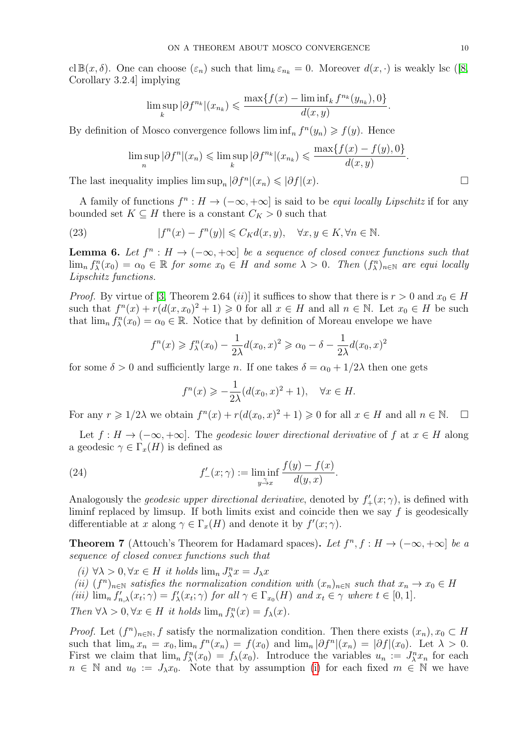$\operatorname{cl} \mathbb{B}(x, \delta)$. One can choose $(\varepsilon_n)$ such that $\lim_k \varepsilon_{n_k} = 0$. Moreover $d(x, \cdot)$ is weakly lsc ([8, Corollary 3.2.4] implying

$$\limsup_k |\partial f^{n_k}|(x_{n_k}) \leqslant \frac{\max\{f(x) - \liminf_k f^{n_k}(y_{n_k}), 0\}}{d(x,y)}.$$

By definition of Mosco convergence follows $\liminf_n f^n(y_n) \geqslant f(y)$. Hence

$$\limsup_n |\partial f^n|(x_n) \leqslant \limsup_k |\partial f^{n_k}|(x_{n_k}) \leqslant \frac{\max\{f(x) - f(y), 0\}}{d(x,y)}.$$

The last inequality implies $\limsup_n |\partial f^n|(x_n) \leqslant |\partial f|(x)$. □

A family of functions $f^n : H \to (-\infty, +\infty]$ is said to be *equi locally Lipschitz* if for any bounded set $K \subseteq H$ there is a constant $C_K > 0$ such that

$$|f^n(x) - f^n(y)| \leqslant C_K d(x,y), \quad \forall x, y \in K, \forall n \in \mathbb{N}. \tag{23}$$

**Lemma 6.** *Let $f^n : H \to (-\infty, +\infty]$ be a sequence of closed convex functions such that $\lim_n f^n_\lambda(x_0) = \alpha_0 \in \mathbb{R}$ for some $x_0 \in H$ and some $\lambda > 0$. Then $(f^n_\lambda)_{n\in\mathbb{N}}$ are equi locally Lipschitz functions.*

*Proof.* By virtue of [3, Theorem 2.64 (*ii*)] it suffices to show that there is $r > 0$ and $x_0 \in H$ such that $f^n(x) + r(d(x, x_0)^2 + 1) \geqslant 0$ for all $x \in H$ and all $n \in \mathbb{N}$. Let $x_0 \in H$ be such that $\lim_n f^n_\lambda(x_0) = \alpha_0 \in \mathbb{R}$. Notice that by definition of Moreau envelope we have

$$f^n(x) \geqslant f^n_\lambda(x_0) - \frac{1}{2\lambda} d(x_0, x)^2 \geqslant \alpha_0 - \delta - \frac{1}{2\lambda} d(x_0, x)^2$$

for some $\delta > 0$ and sufficiently large $n$. If one takes $\delta = \alpha_0 + 1/2\lambda$ then one gets

$$f^n(x) \geqslant -\frac{1}{2\lambda}(d(x_0, x)^2 + 1), \quad \forall x \in H.$$

For any $r \geqslant 1/2\lambda$ we obtain $f^n(x) + r(d(x_0, x)^2 + 1) \geqslant 0$ for all $x \in H$ and all $n \in \mathbb{N}$. □

Let $f : H \to (-\infty, +\infty]$. The *geodesic lower directional derivative* of $f$ at $x \in H$ along a geodesic $\gamma \in \Gamma_x(H)$ is defined as

$$f'_-(x; \gamma) := \liminf_{y \overset{\gamma}{\to} x} \frac{f(y) - f(x)}{d(y, x)}. \tag{24}$$

Analogously the *geodesic upper directional derivative*, denoted by $f'_+(x; \gamma)$, is defined with liminf replaced by limsup. If both limits exist and coincide then we say $f$ is geodesically differentiable at $x$ along $\gamma \in \Gamma_x(H)$ and denote it by $f'(x; \gamma)$.

**Theorem 7** (Attouch's Theorem for Hadamard spaces)**.** *Let $f^n, f : H \to (-\infty, +\infty]$ be a sequence of closed convex functions such that*

*(i) $\forall \lambda > 0, \forall x \in H$ it holds $\lim_n J^n_\lambda x = J_\lambda x$*
*(ii) $(f^n)_{n\in\mathbb{N}}$ satisfies the normalization condition with $(x_n)_{n\in\mathbb{N}}$ such that $x_n \to x_0 \in H$*
*(iii) $\lim_n f'_{n,\lambda}(x_t; \gamma) = f'_\lambda(x_t; \gamma)$ for all $\gamma \in \Gamma_{x_0}(H)$ and $x_t \in \gamma$ where $t \in [0,1]$.*

*Then $\forall \lambda > 0, \forall x \in H$ it holds $\lim_n f^n_\lambda(x) = f_\lambda(x)$.*

*Proof.* Let $(f^n)_{n\in\mathbb{N}}, f$ satisfy the normalization condition. Then there exists $(x_n), x_0 \subset H$ such that $\lim_n x_n = x_0, \lim_n f^n(x_n) = f(x_0)$ and $\lim_n |\partial f^n|(x_n) = |\partial f|(x_0)$. Let $\lambda > 0$. First we claim that $\lim_n f^n_\lambda(x_0) = f_\lambda(x_0)$. Introduce the variables $u_n := J^n_\lambda x_n$ for each $n \in \mathbb{N}$ and $u_0 := J_\lambda x_0$. Note that by assumption (i) for each fixed $m \in \mathbb{N}$ we have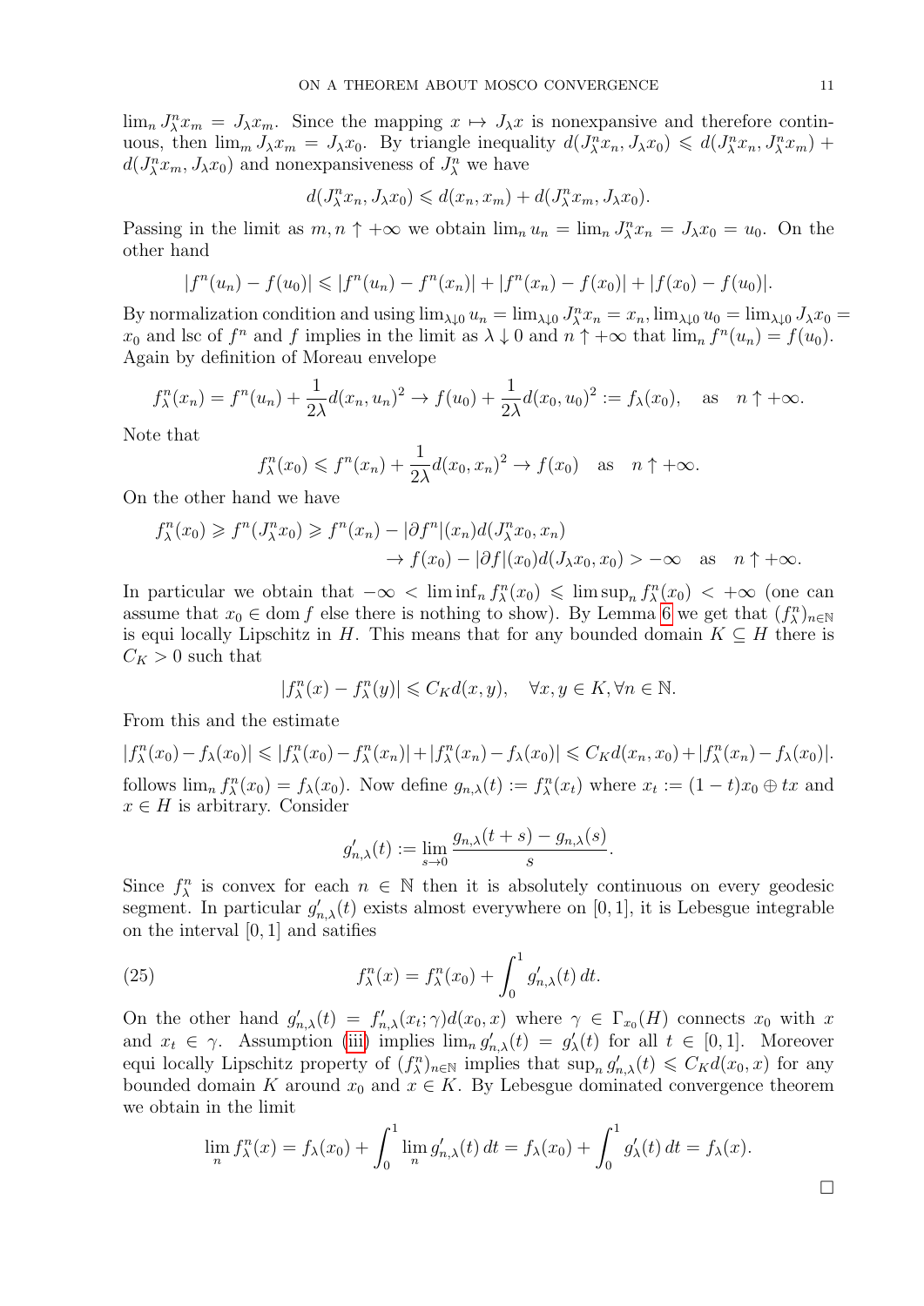$\lim_n J^n_\lambda x_m = J_\lambda x_m$. Since the mapping $x \mapsto J_\lambda x$ is nonexpansive and therefore continuous, then $\lim_m J_\lambda x_m = J_\lambda x_0$. By triangle inequality $d(J^n_\lambda x_n, J_\lambda x_0) \leqslant d(J^n_\lambda x_n, J^n_\lambda x_m) + d(J^n_\lambda x_m, J_\lambda x_0)$ and nonexpansiveness of $J^n_\lambda$ we have

$$d(J^n_\lambda x_n, J_\lambda x_0) \leqslant d(x_n, x_m) + d(J^n_\lambda x_m, J_\lambda x_0).$$

Passing in the limit as $m, n \uparrow +\infty$ we obtain $\lim_n u_n = \lim_n J^n_\lambda x_n = J_\lambda x_0 = u_0$. On the other hand

$$|f^n(u_n) - f(u_0)| \leqslant |f^n(u_n) - f^n(x_n)| + |f^n(x_n) - f(x_0)| + |f(x_0) - f(u_0)|.$$

By normalization condition and using $\lim_{\lambda\downarrow 0} u_n = \lim_{\lambda\downarrow 0} J^n_\lambda x_n = x_n$, $\lim_{\lambda\downarrow 0} u_0 = \lim_{\lambda\downarrow 0} J_\lambda x_0 = x_0$ and lsc of $f^n$ and $f$ implies in the limit as $\lambda \downarrow 0$ and $n \uparrow +\infty$ that $\lim_n f^n(u_n) = f(u_0)$. Again by definition of Moreau envelope

$$f^n_\lambda(x_n) = f^n(u_n) + \frac{1}{2\lambda} d(x_n, u_n)^2 \to f(u_0) + \frac{1}{2\lambda} d(x_0, u_0)^2 := f_\lambda(x_0), \quad \text{as} \quad n \uparrow +\infty.$$

Note that

$$f^n_\lambda(x_0) \leqslant f^n(x_n) + \frac{1}{2\lambda} d(x_0, x_n)^2 \to f(x_0) \quad \text{as} \quad n \uparrow +\infty.$$

On the other hand we have

$$\begin{aligned} f^n_\lambda(x_0) \geqslant f^n(J^n_\lambda x_0) &\geqslant f^n(x_n) - |\partial f^n|(x_n) d(J^n_\lambda x_0, x_n) \\ &\to f(x_0) - |\partial f|(x_0) d(J_\lambda x_0, x_0) > -\infty \quad \text{as} \quad n \uparrow +\infty. \end{aligned}$$

In particular we obtain that $-\infty < \liminf_n f^n_\lambda(x_0) \leqslant \limsup_n f^n_\lambda(x_0) < +\infty$ (one can assume that $x_0 \in \operatorname{dom} f$ else there is nothing to show). By Lemma 6 we get that $(f^n_\lambda)_{n\in\mathbb{N}}$ is equi locally Lipschitz in $H$. This means that for any bounded domain $K \subseteq H$ there is $C_K > 0$ such that

$$|f^n_\lambda(x) - f^n_\lambda(y)| \leqslant C_K d(x, y), \quad \forall x, y \in K, \forall n \in \mathbb{N}.$$

From this and the estimate

$$|f^n_\lambda(x_0) - f_\lambda(x_0)| \leqslant |f^n_\lambda(x_0) - f^n_\lambda(x_n)| + |f^n_\lambda(x_n) - f_\lambda(x_0)| \leqslant C_K d(x_n, x_0) + |f^n_\lambda(x_n) - f_\lambda(x_0)|.$$

follows $\lim_n f^n_\lambda(x_0) = f_\lambda(x_0)$. Now define $g_{n,\lambda}(t) := f^n_\lambda(x_t)$ where $x_t := (1-t)x_0 \oplus tx$ and $x \in H$ is arbitrary. Consider

$$g'_{n,\lambda}(t) := \lim_{s\to 0} \frac{g_{n,\lambda}(t+s) - g_{n,\lambda}(s)}{s}.$$

Since $f^n_\lambda$ is convex for each $n \in \mathbb{N}$ then it is absolutely continuous on every geodesic segment. In particular $g'_{n,\lambda}(t)$ exists almost everywhere on $[0,1]$, it is Lebesgue integrable on the interval $[0,1]$ and satifies

$$f^n_\lambda(x) = f^n_\lambda(x_0) + \int_0^1 g'_{n,\lambda}(t)\, dt. \tag{25}$$

On the other hand $g'_{n,\lambda}(t) = f'_{n,\lambda}(x_t; \gamma) d(x_0, x)$ where $\gamma \in \Gamma_{x_0}(H)$ connects $x_0$ with $x$ and $x_t \in \gamma$. Assumption (iii) implies $\lim_n g'_{n,\lambda}(t) = g'_\lambda(t)$ for all $t \in [0,1]$. Moreover equi locally Lipschitz property of $(f^n_\lambda)_{n\in\mathbb{N}}$ implies that $\sup_n g'_{n,\lambda}(t) \leqslant C_K d(x_0, x)$ for any bounded domain $K$ around $x_0$ and $x \in K$. By Lebesgue dominated convergence theorem we obtain in the limit

$$\lim_n f^n_\lambda(x) = f_\lambda(x_0) + \int_0^1 \lim_n g'_{n,\lambda}(t)\, dt = f_\lambda(x_0) + \int_0^1 g'_\lambda(t)\, dt = f_\lambda(x).$$

$\square$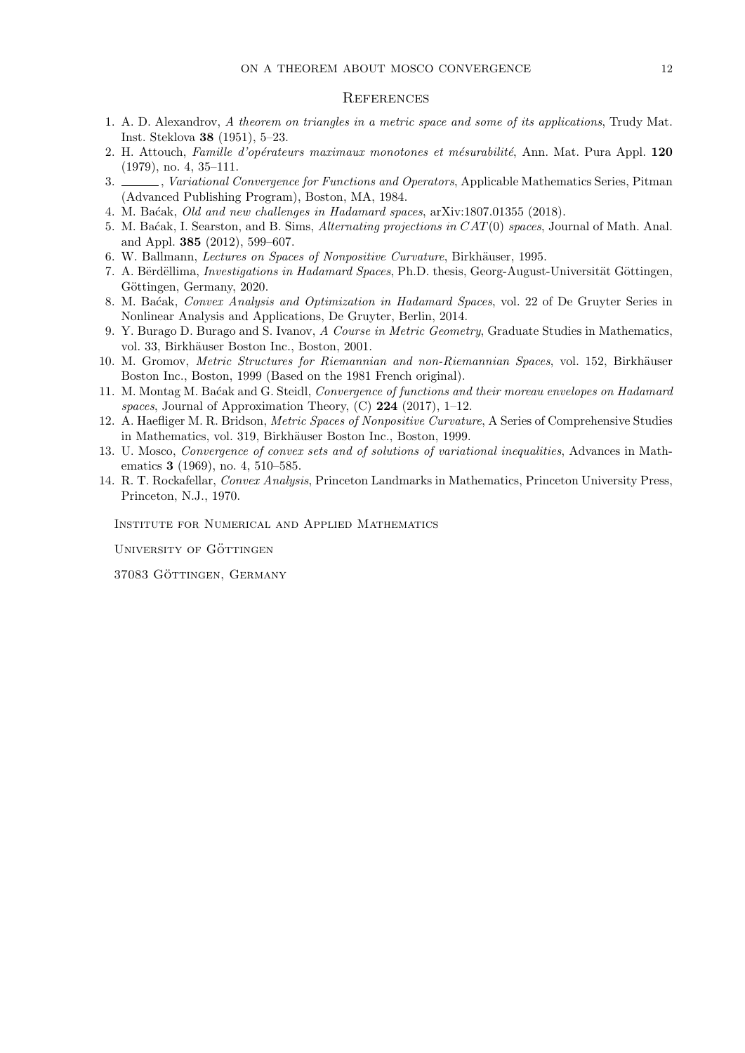## References

1. A. D. Alexandrov, *A theorem on triangles in a metric space and some of its applications*, Trudy Mat. Inst. Steklova **38** (1951), 5–23.
2. H. Attouch, *Famille d'opérateurs maximaux monotones et mésurabilité*, Ann. Mat. Pura Appl. **120** (1979), no. 4, 35–111.
3. ______, *Variational Convergence for Functions and Operators*, Applicable Mathematics Series, Pitman (Advanced Publishing Program), Boston, MA, 1984.
4. M. Baćak, *Old and new challenges in Hadamard spaces*, arXiv:1807.01355 (2018).
5. M. Baćak, I. Searston, and B. Sims, *Alternating projections in CAT(0) spaces*, Journal of Math. Anal. and Appl. **385** (2012), 599–607.
6. W. Ballmann, *Lectures on Spaces of Nonpositive Curvature*, Birkhäuser, 1995.
7. A. Bërdëllima, *Investigations in Hadamard Spaces*, Ph.D. thesis, Georg-August-Universität Göttingen, Göttingen, Germany, 2020.
8. M. Baćak, *Convex Analysis and Optimization in Hadamard Spaces*, vol. 22 of De Gruyter Series in Nonlinear Analysis and Applications, De Gruyter, Berlin, 2014.
9. Y. Burago D. Burago and S. Ivanov, *A Course in Metric Geometry*, Graduate Studies in Mathematics, vol. 33, Birkhäuser Boston Inc., Boston, 2001.
10. M. Gromov, *Metric Structures for Riemannian and non-Riemannian Spaces*, vol. 152, Birkhäuser Boston Inc., Boston, 1999 (Based on the 1981 French original).
11. M. Montag M. Baćak and G. Steidl, *Convergence of functions and their moreau envelopes on Hadamard spaces*, Journal of Approximation Theory, (C) **224** (2017), 1–12.
12. A. Haefliger M. R. Bridson, *Metric Spaces of Nonpositive Curvature*, A Series of Comprehensive Studies in Mathematics, vol. 319, Birkhäuser Boston Inc., Boston, 1999.
13. U. Mosco, *Convergence of convex sets and of solutions of variational inequalities*, Advances in Mathematics **3** (1969), no. 4, 510–585.
14. R. T. Rockafellar, *Convex Analysis*, Princeton Landmarks in Mathematics, Princeton University Press, Princeton, N.J., 1970.

Institute for Numerical and Applied Mathematics

University of Göttingen

37083 Göttingen, Germany